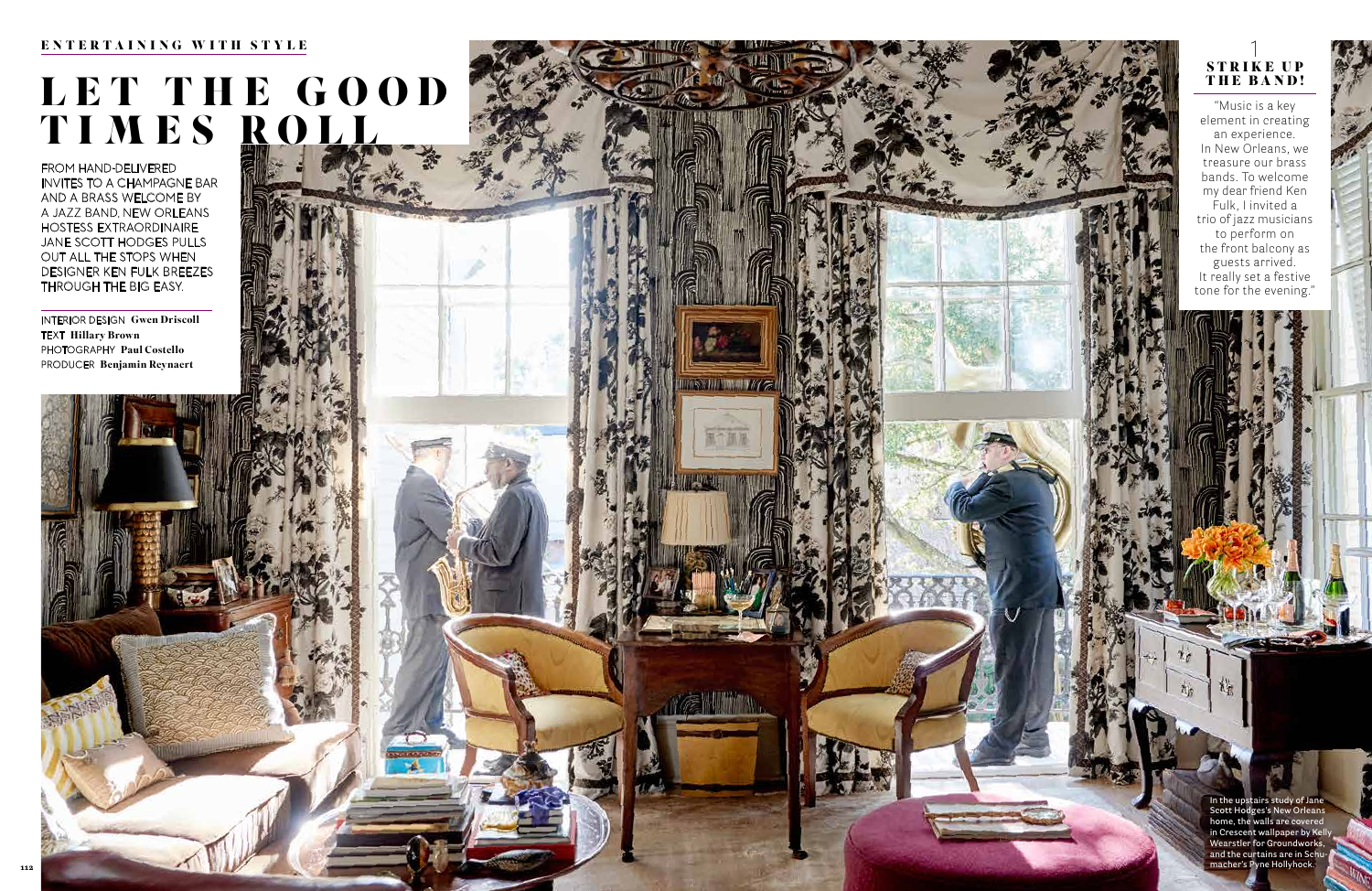ENTERTAINING WITH STYLE

# LET THE GOOD TIMES ROLL

FROM HAND-DELIVERED INVITES TO A CHAMPAGNE BAR AND A BRASS WELCOME BY A JAZZ BAND, NEW ORLEANS HOSTESS EXTRAORDINAIRE JANE SCOTT HODGES PULLS OUT ALL THE STOPS WHEN DESIGNER KEN FULK BREEZES THROUGH THE BIG EASY.

INTERIOR DESIGN **Gwen Driscoll**
TEXT **Hillary Brown**
PHOTOGRAPHY **Paul Costello**
PRODUCER **Benjamin Reynaert**

## 1 STRIKE UP THE BAND!

"Music is a key element in creating an experience. In New Orleans, we treasure our brass bands. To welcome my dear friend Ken Fulk, I invited a trio of jazz musicians to perform on the front balcony as guests arrived. It really set a festive tone for the evening."

In the upstairs study of Jane Scott Hodges's New Orleans home, the walls are covered in Crescent wallpaper by Kelly Wearstler for Groundworks, and the curtains are in Schumacher's Pyne Hollyhock.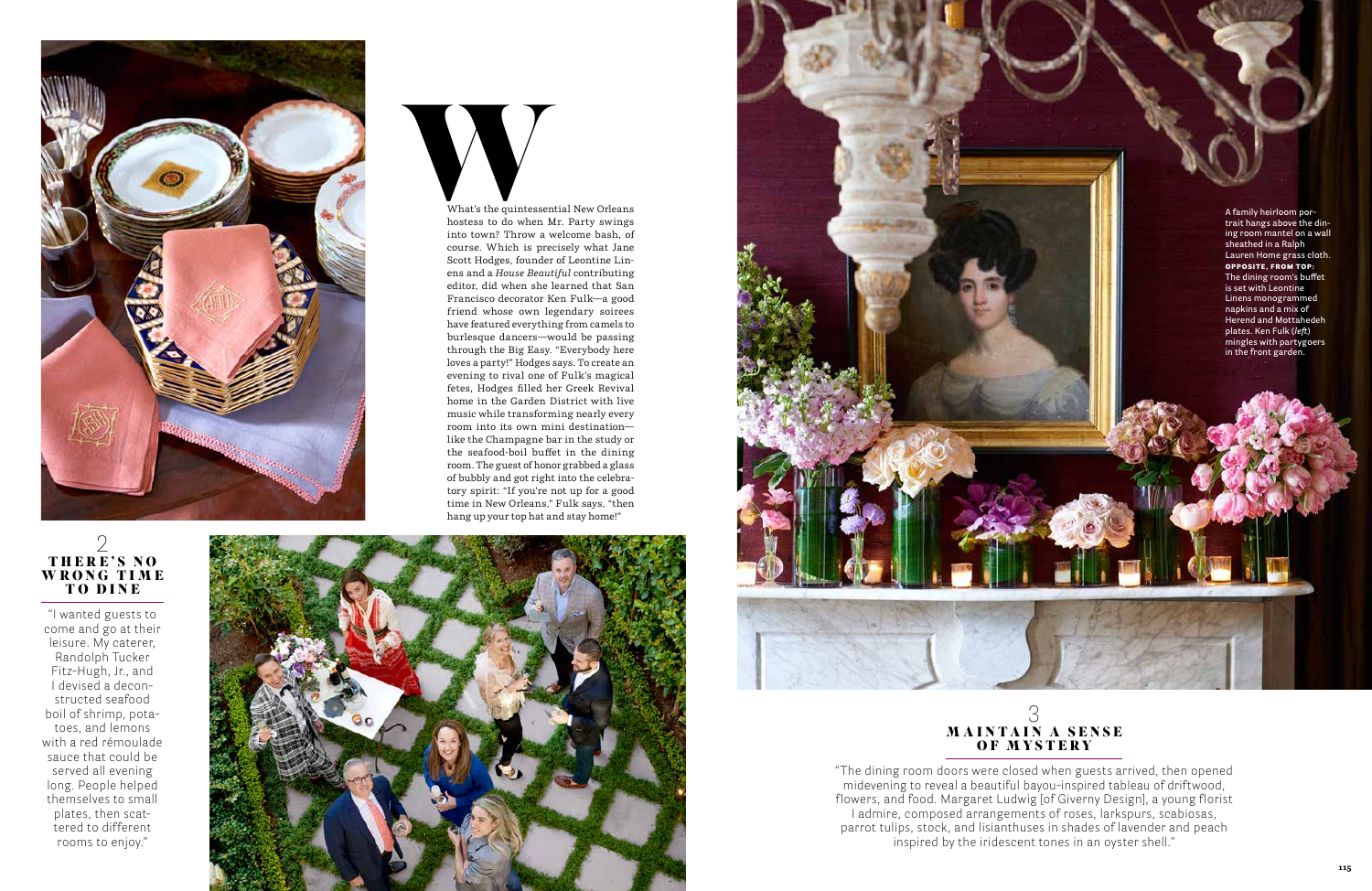What's the quintessential New Orleans hostess to do when Mr. Party swings into town? Throw a welcome bash, of course. Which is precisely what Jane Scott Hodges, founder of Leontine Linens and a *House Beautiful* contributing editor, did when she learned that San Francisco decorator Ken Fulk—a good friend whose own legendary soirees have featured everything from camels to burlesque dancers—would be passing through the Big Easy. "Everybody here loves a party!" Hodges says. To create an evening to rival one of Fulk's magical fetes, Hodges filled her Greek Revival home in the Garden District with live music while transforming nearly every room into its own mini destination—like the Champagne bar in the study or the seafood-boil buffet in the dining room. The guest of honor grabbed a glass of bubbly and got right into the celebratory spirit: "If you're not up for a good time in New Orleans," Fulk says, "then hang up your top hat and stay home!"

## 2 THERE'S NO WRONG TIME TO DINE

"I wanted guests to come and go at their leisure. My caterer, Randolph Tucker Fitz-Hugh, Jr., and I devised a deconstructed seafood boil of shrimp, potatoes, and lemons with a red rémoulade sauce that could be served all evening long. People helped themselves to small plates, then scattered to different rooms to enjoy."

A family heirloom portrait hangs above the dining room mantel on a wall sheathed in a Ralph Lauren Home grass cloth. **OPPOSITE, FROM TOP:** The dining room's buffet is set with Leontine Linens monogrammed napkins and a mix of Herend and Mottahedeh plates. Ken Fulk (*left*) mingles with partygoers in the front garden.

## 3 MAINTAIN A SENSE OF MYSTERY

"The dining room doors were closed when guests arrived, then opened midevening to reveal a beautiful bayou-inspired tableau of driftwood, flowers, and food. Margaret Ludwig [of Giverny Design], a young florist I admire, composed arrangements of roses, larkspurs, scabiosas, parrot tulips, stock, and lisianthuses in shades of lavender and peach inspired by the iridescent tones in an oyster shell."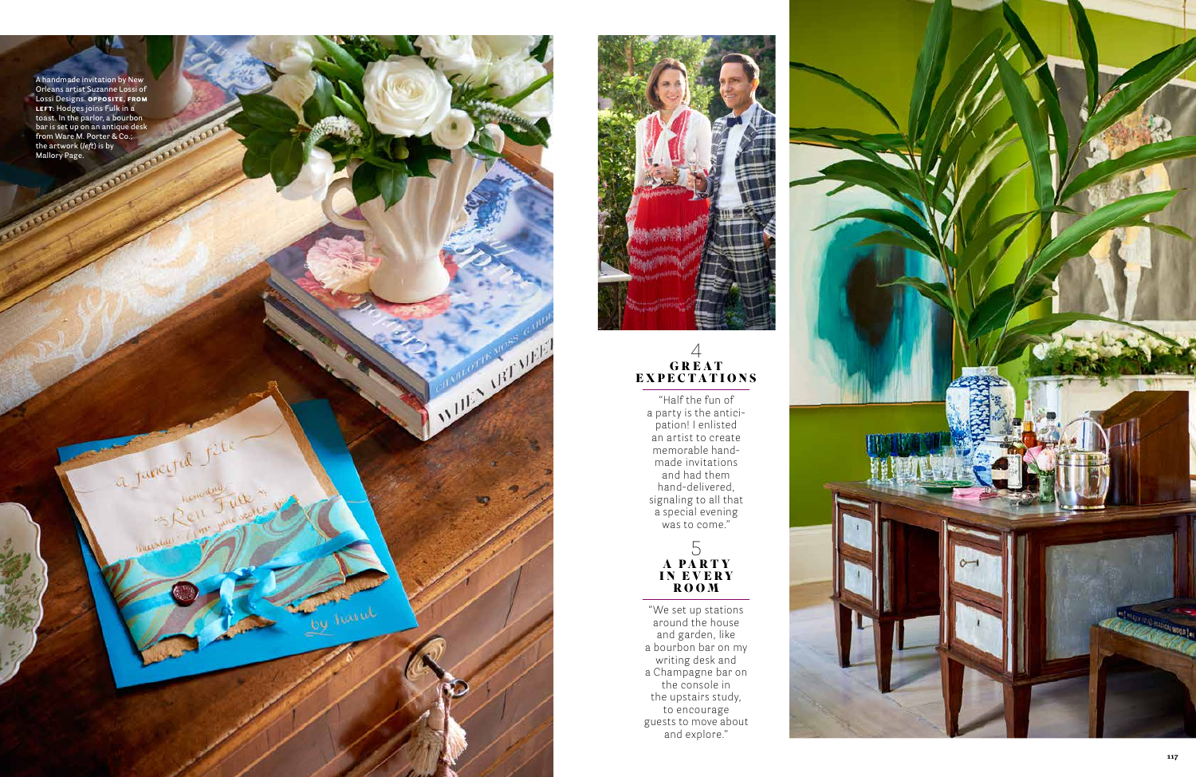A handmade invitation by New Orleans artist Suzanne Lossi of Lossi Designs. **OPPOSITE, FROM LEFT:** Hodges joins Fulk in a toast. In the parlor, a bourbon bar is set up on an antique desk from Ware M. Porter & Co.; the artwork (*left*) is by Mallory Page.

## 4 GREAT EXPECTATIONS

"Half the fun of a party is the anticipation! I enlisted an artist to create memorable handmade invitations and had them hand-delivered, signaling to all that a special evening was to come."

## 5 A PARTY IN EVERY ROOM

"We set up stations around the house and garden, like a bourbon bar on my writing desk and a Champagne bar on the console in the upstairs study, to encourage guests to move about and explore."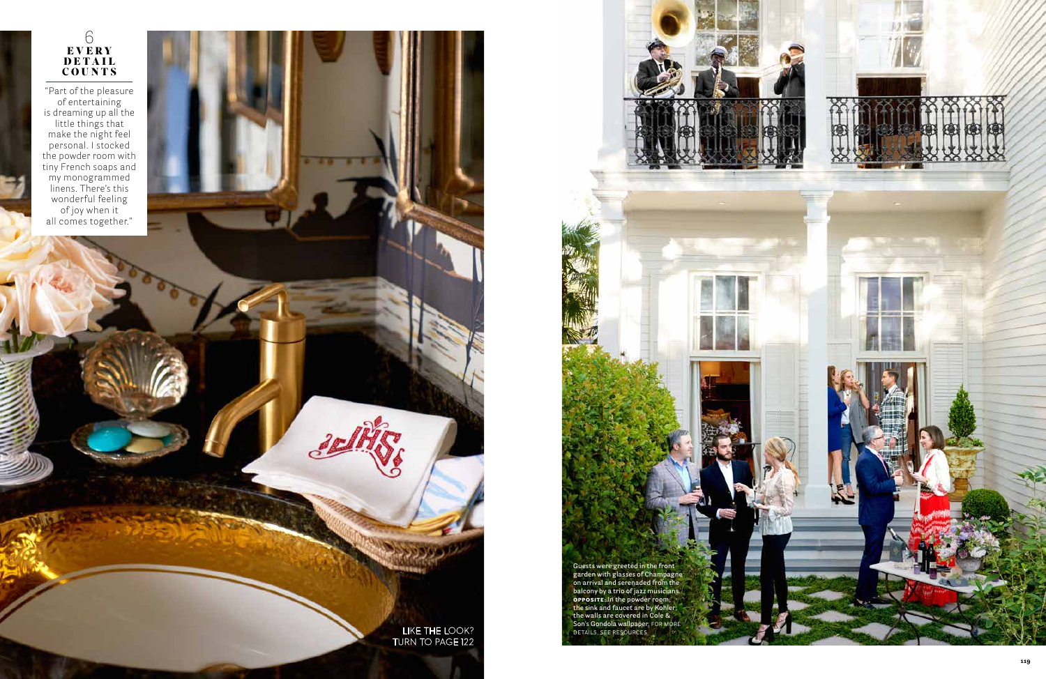## 6 EVERY DETAIL COUNTS

"Part of the pleasure of entertaining is dreaming up all the little things that make the night feel personal. I stocked the powder room with tiny French soaps and my monogrammed linens. There's this wonderful feeling of joy when it all comes together."

LIKE THE LOOK? TURN TO PAGE 122

Guests were greeted in the front garden with glasses of Champagne on arrival and serenaded from the balcony by a trio of jazz musicians. **OPPOSITE:** In the powder room, the sink and faucet are by Kohler; the walls are covered in Cole & Son's Gondola wallpaper. FOR MORE DETAILS, SEE RESOURCES.